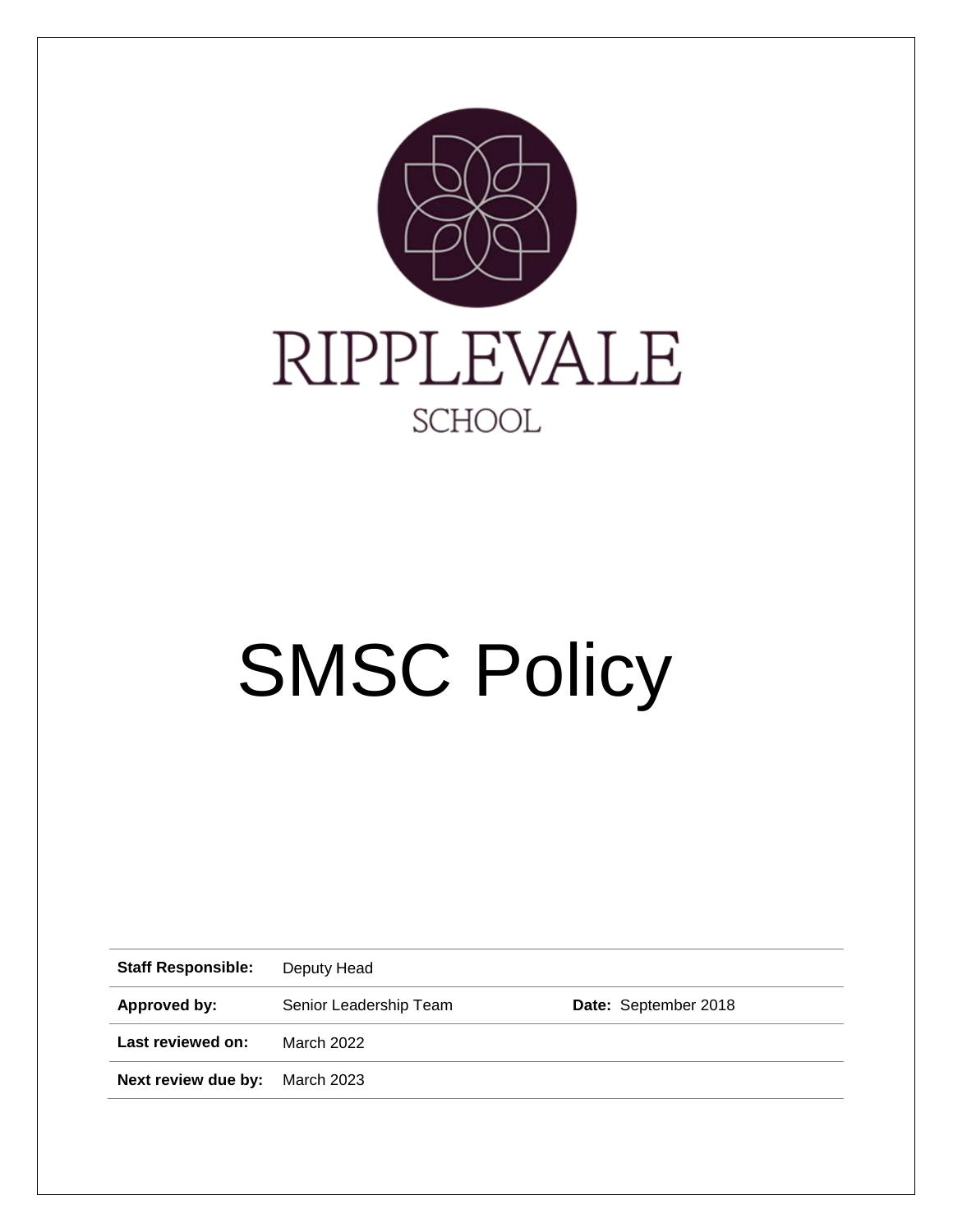RIPPLEVALE

SCHOOL

# SMSC Policy

| | | | |
|---|---|---|---|
| **Staff Responsible:** | Deputy Head | | |
| **Approved by:** | Senior Leadership Team | **Date:** | September 2018 |
| **Last reviewed on:** | March 2022 | | |
| **Next review due by:** | March 2023 | | |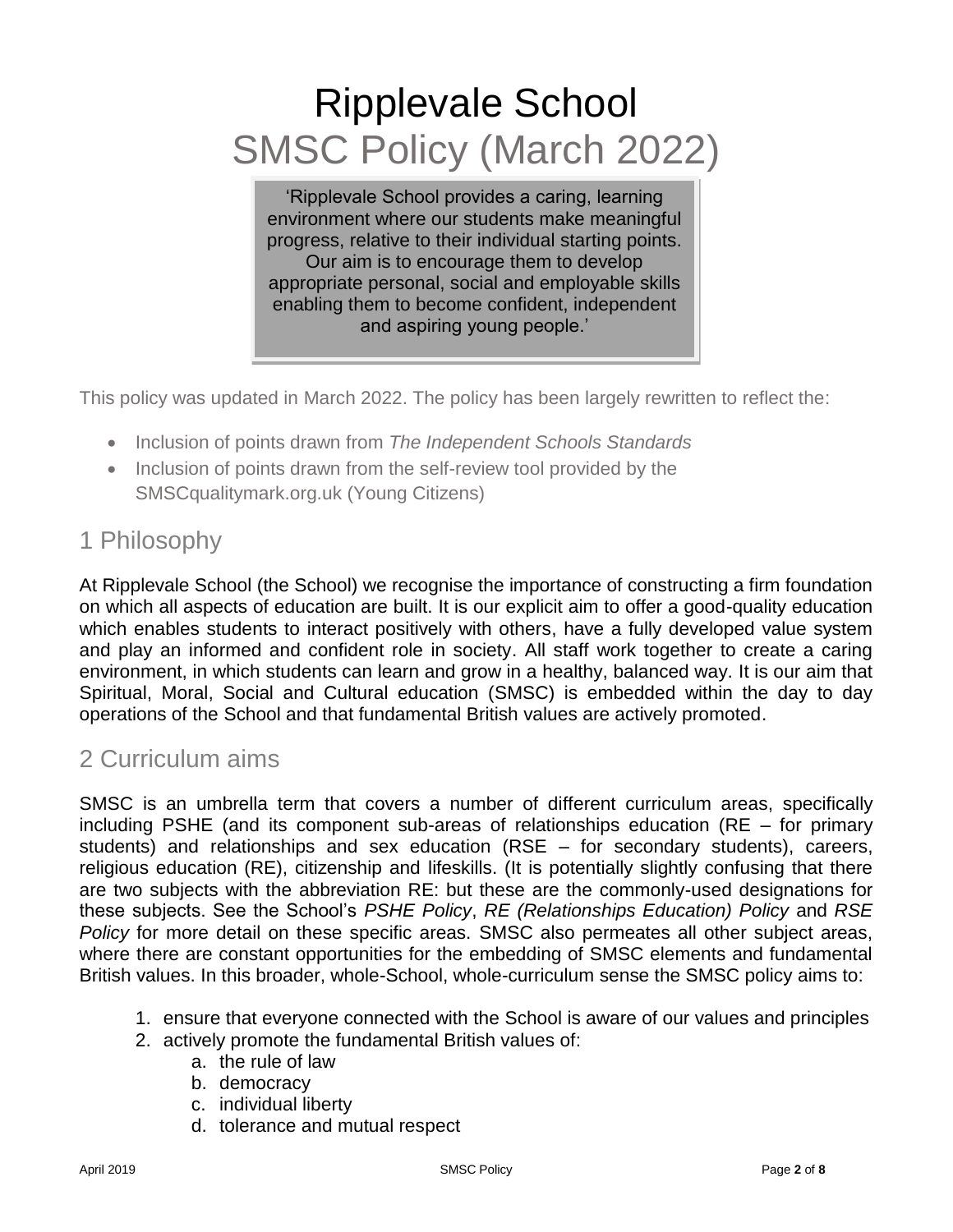# Ripplevale School

## SMSC Policy (March 2022)

> 'Ripplevale School provides a caring, learning environment where our students make meaningful progress, relative to their individual starting points. Our aim is to encourage them to develop appropriate personal, social and employable skills enabling them to become confident, independent and aspiring young people.'

This policy was updated in March 2022. The policy has been largely rewritten to reflect the:

- Inclusion of points drawn from *The Independent Schools Standards*
- Inclusion of points drawn from the self-review tool provided by the SMSCqualitymark.org.uk (Young Citizens)

## 1 Philosophy

At Ripplevale School (the School) we recognise the importance of constructing a firm foundation on which all aspects of education are built. It is our explicit aim to offer a good-quality education which enables students to interact positively with others, have a fully developed value system and play an informed and confident role in society. All staff work together to create a caring environment, in which students can learn and grow in a healthy, balanced way. It is our aim that Spiritual, Moral, Social and Cultural education (SMSC) is embedded within the day to day operations of the School and that fundamental British values are actively promoted.

## 2 Curriculum aims

SMSC is an umbrella term that covers a number of different curriculum areas, specifically including PSHE (and its component sub-areas of relationships education (RE – for primary students) and relationships and sex education (RSE – for secondary students), careers, religious education (RE), citizenship and lifeskills. (It is potentially slightly confusing that there are two subjects with the abbreviation RE: but these are the commonly-used designations for these subjects. See the School's *PSHE Policy*, *RE (Relationships Education) Policy* and *RSE Policy* for more detail on these specific areas. SMSC also permeates all other subject areas, where there are constant opportunities for the embedding of SMSC elements and fundamental British values. In this broader, whole-School, whole-curriculum sense the SMSC policy aims to:

1. ensure that everyone connected with the School is aware of our values and principles
2. actively promote the fundamental British values of:
    a. the rule of law
    b. democracy
    c. individual liberty
    d. tolerance and mutual respect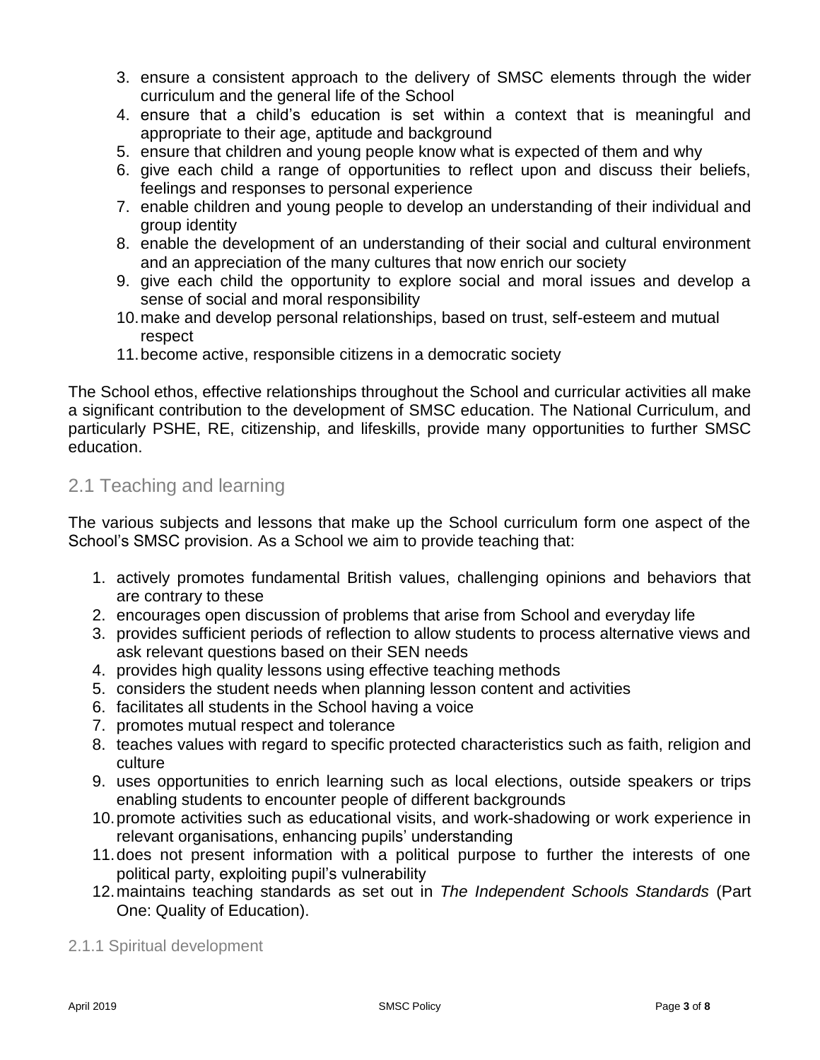3. ensure a consistent approach to the delivery of SMSC elements through the wider curriculum and the general life of the School
4. ensure that a child's education is set within a context that is meaningful and appropriate to their age, aptitude and background
5. ensure that children and young people know what is expected of them and why
6. give each child a range of opportunities to reflect upon and discuss their beliefs, feelings and responses to personal experience
7. enable children and young people to develop an understanding of their individual and group identity
8. enable the development of an understanding of their social and cultural environment and an appreciation of the many cultures that now enrich our society
9. give each child the opportunity to explore social and moral issues and develop a sense of social and moral responsibility
10. make and develop personal relationships, based on trust, self-esteem and mutual respect
11. become active, responsible citizens in a democratic society

The School ethos, effective relationships throughout the School and curricular activities all make a significant contribution to the development of SMSC education. The National Curriculum, and particularly PSHE, RE, citizenship, and lifeskills, provide many opportunities to further SMSC education.

## 2.1 Teaching and learning

The various subjects and lessons that make up the School curriculum form one aspect of the School's SMSC provision. As a School we aim to provide teaching that:

1. actively promotes fundamental British values, challenging opinions and behaviors that are contrary to these
2. encourages open discussion of problems that arise from School and everyday life
3. provides sufficient periods of reflection to allow students to process alternative views and ask relevant questions based on their SEN needs
4. provides high quality lessons using effective teaching methods
5. considers the student needs when planning lesson content and activities
6. facilitates all students in the School having a voice
7. promotes mutual respect and tolerance
8. teaches values with regard to specific protected characteristics such as faith, religion and culture
9. uses opportunities to enrich learning such as local elections, outside speakers or trips enabling students to encounter people of different backgrounds
10. promote activities such as educational visits, and work-shadowing or work experience in relevant organisations, enhancing pupils' understanding
11. does not present information with a political purpose to further the interests of one political party, exploiting pupil's vulnerability
12. maintains teaching standards as set out in *The Independent Schools Standards* (Part One: Quality of Education).

### 2.1.1 Spiritual development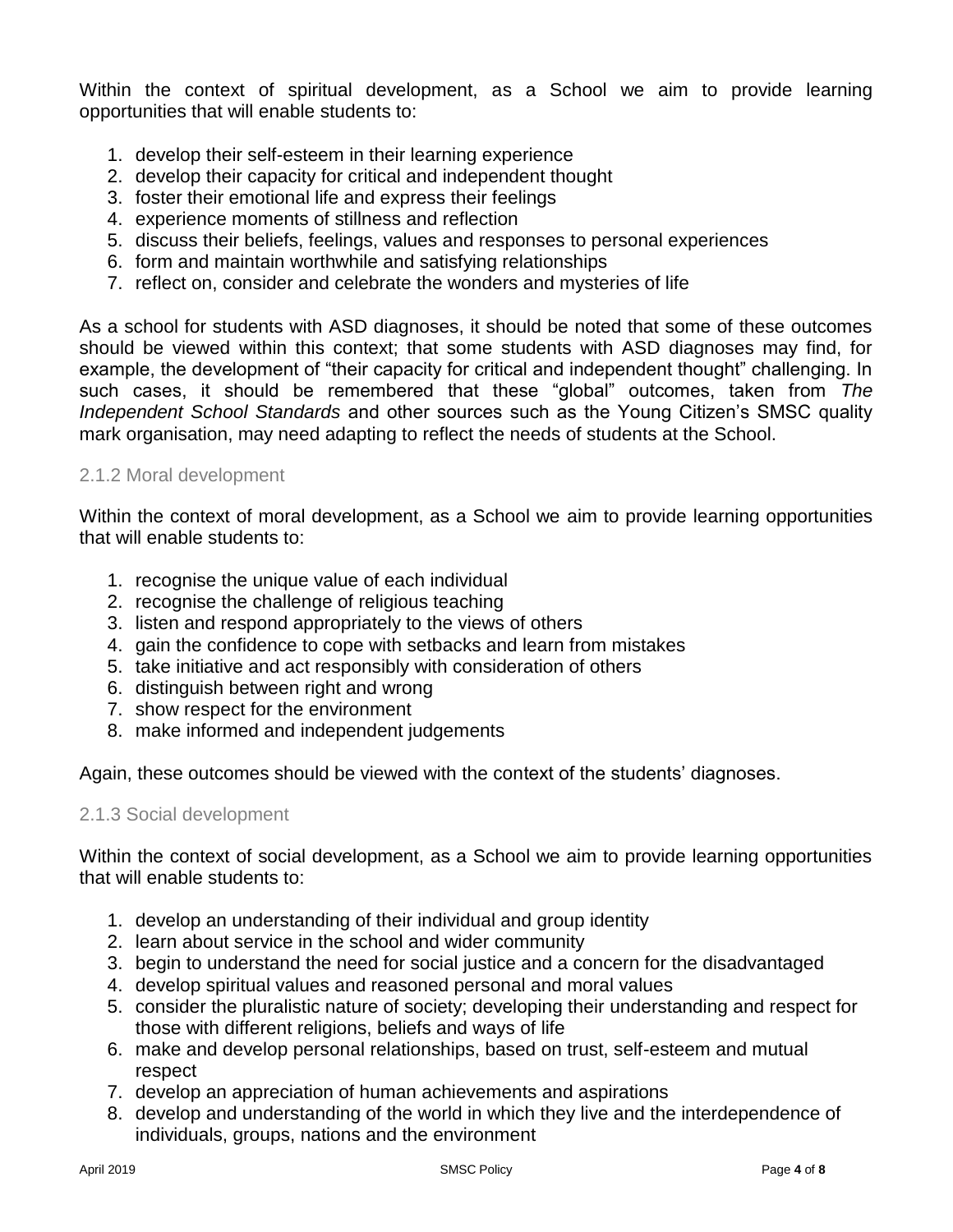Within the context of spiritual development, as a School we aim to provide learning opportunities that will enable students to:

1. develop their self-esteem in their learning experience
2. develop their capacity for critical and independent thought
3. foster their emotional life and express their feelings
4. experience moments of stillness and reflection
5. discuss their beliefs, feelings, values and responses to personal experiences
6. form and maintain worthwhile and satisfying relationships
7. reflect on, consider and celebrate the wonders and mysteries of life

As a school for students with ASD diagnoses, it should be noted that some of these outcomes should be viewed within this context; that some students with ASD diagnoses may find, for example, the development of "their capacity for critical and independent thought" challenging. In such cases, it should be remembered that these "global" outcomes, taken from *The Independent School Standards* and other sources such as the Young Citizen's SMSC quality mark organisation, may need adapting to reflect the needs of students at the School.

### 2.1.2 Moral development

Within the context of moral development, as a School we aim to provide learning opportunities that will enable students to:

1. recognise the unique value of each individual
2. recognise the challenge of religious teaching
3. listen and respond appropriately to the views of others
4. gain the confidence to cope with setbacks and learn from mistakes
5. take initiative and act responsibly with consideration of others
6. distinguish between right and wrong
7. show respect for the environment
8. make informed and independent judgements

Again, these outcomes should be viewed with the context of the students' diagnoses.

### 2.1.3 Social development

Within the context of social development, as a School we aim to provide learning opportunities that will enable students to:

1. develop an understanding of their individual and group identity
2. learn about service in the school and wider community
3. begin to understand the need for social justice and a concern for the disadvantaged
4. develop spiritual values and reasoned personal and moral values
5. consider the pluralistic nature of society; developing their understanding and respect for those with different religions, beliefs and ways of life
6. make and develop personal relationships, based on trust, self-esteem and mutual respect
7. develop an appreciation of human achievements and aspirations
8. develop and understanding of the world in which they live and the interdependence of individuals, groups, nations and the environment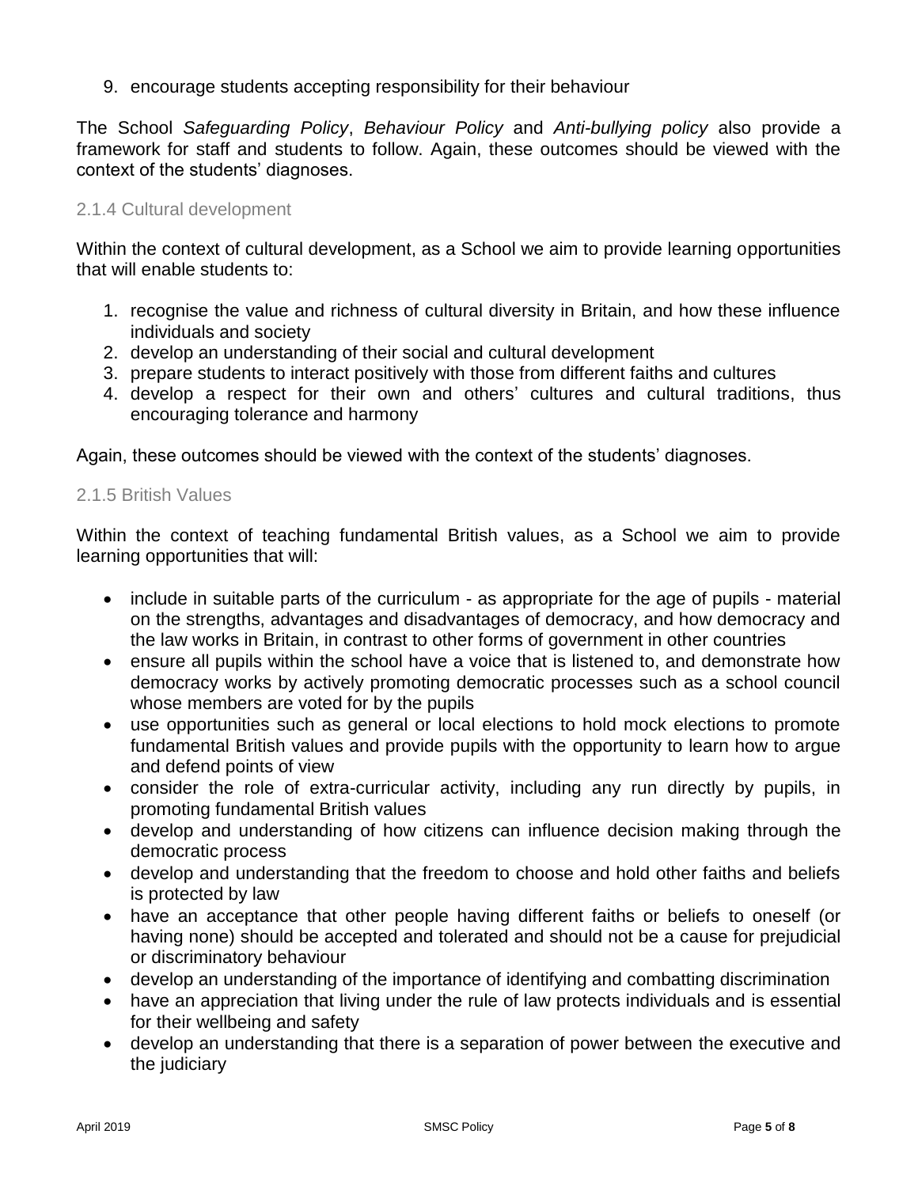9. encourage students accepting responsibility for their behaviour

The School *Safeguarding Policy*, *Behaviour Policy* and *Anti-bullying policy* also provide a framework for staff and students to follow. Again, these outcomes should be viewed with the context of the students' diagnoses.

#### 2.1.4 Cultural development

Within the context of cultural development, as a School we aim to provide learning opportunities that will enable students to:

1. recognise the value and richness of cultural diversity in Britain, and how these influence individuals and society
2. develop an understanding of their social and cultural development
3. prepare students to interact positively with those from different faiths and cultures
4. develop a respect for their own and others' cultures and cultural traditions, thus encouraging tolerance and harmony

Again, these outcomes should be viewed with the context of the students' diagnoses.

#### 2.1.5 British Values

Within the context of teaching fundamental British values, as a School we aim to provide learning opportunities that will:

- include in suitable parts of the curriculum - as appropriate for the age of pupils - material on the strengths, advantages and disadvantages of democracy, and how democracy and the law works in Britain, in contrast to other forms of government in other countries
- ensure all pupils within the school have a voice that is listened to, and demonstrate how democracy works by actively promoting democratic processes such as a school council whose members are voted for by the pupils
- use opportunities such as general or local elections to hold mock elections to promote fundamental British values and provide pupils with the opportunity to learn how to argue and defend points of view
- consider the role of extra-curricular activity, including any run directly by pupils, in promoting fundamental British values
- develop and understanding of how citizens can influence decision making through the democratic process
- develop and understanding that the freedom to choose and hold other faiths and beliefs is protected by law
- have an acceptance that other people having different faiths or beliefs to oneself (or having none) should be accepted and tolerated and should not be a cause for prejudicial or discriminatory behaviour
- develop an understanding of the importance of identifying and combatting discrimination
- have an appreciation that living under the rule of law protects individuals and is essential for their wellbeing and safety
- develop an understanding that there is a separation of power between the executive and the judiciary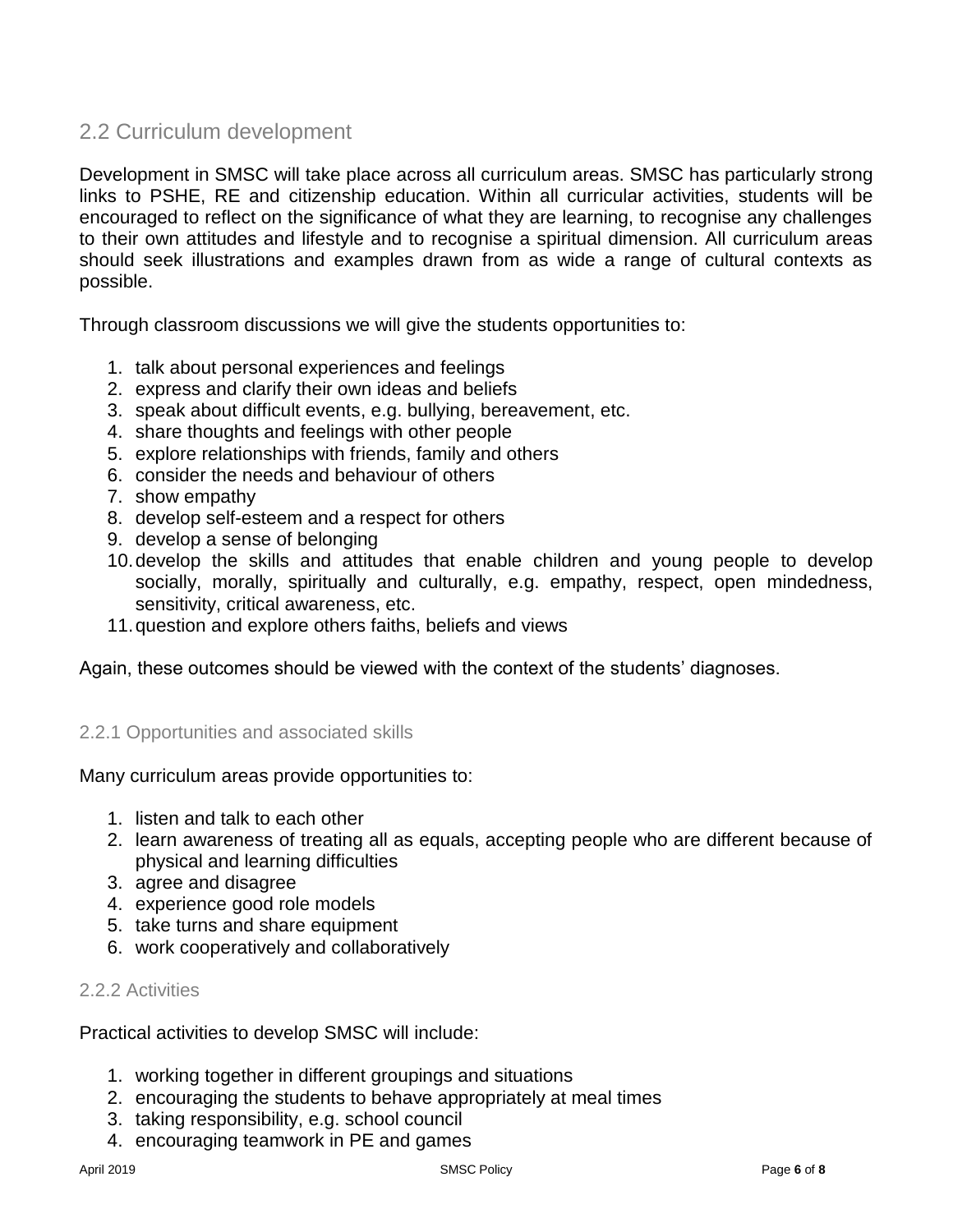## 2.2 Curriculum development

Development in SMSC will take place across all curriculum areas. SMSC has particularly strong links to PSHE, RE and citizenship education. Within all curricular activities, students will be encouraged to reflect on the significance of what they are learning, to recognise any challenges to their own attitudes and lifestyle and to recognise a spiritual dimension. All curriculum areas should seek illustrations and examples drawn from as wide a range of cultural contexts as possible.

Through classroom discussions we will give the students opportunities to:

1. talk about personal experiences and feelings
2. express and clarify their own ideas and beliefs
3. speak about difficult events, e.g. bullying, bereavement, etc.
4. share thoughts and feelings with other people
5. explore relationships with friends, family and others
6. consider the needs and behaviour of others
7. show empathy
8. develop self-esteem and a respect for others
9. develop a sense of belonging
10. develop the skills and attitudes that enable children and young people to develop socially, morally, spiritually and culturally, e.g. empathy, respect, open mindedness, sensitivity, critical awareness, etc.
11. question and explore others faiths, beliefs and views

Again, these outcomes should be viewed with the context of the students' diagnoses.

### 2.2.1 Opportunities and associated skills

Many curriculum areas provide opportunities to:

1. listen and talk to each other
2. learn awareness of treating all as equals, accepting people who are different because of physical and learning difficulties
3. agree and disagree
4. experience good role models
5. take turns and share equipment
6. work cooperatively and collaboratively

### 2.2.2 Activities

Practical activities to develop SMSC will include:

1. working together in different groupings and situations
2. encouraging the students to behave appropriately at meal times
3. taking responsibility, e.g. school council
4. encouraging teamwork in PE and games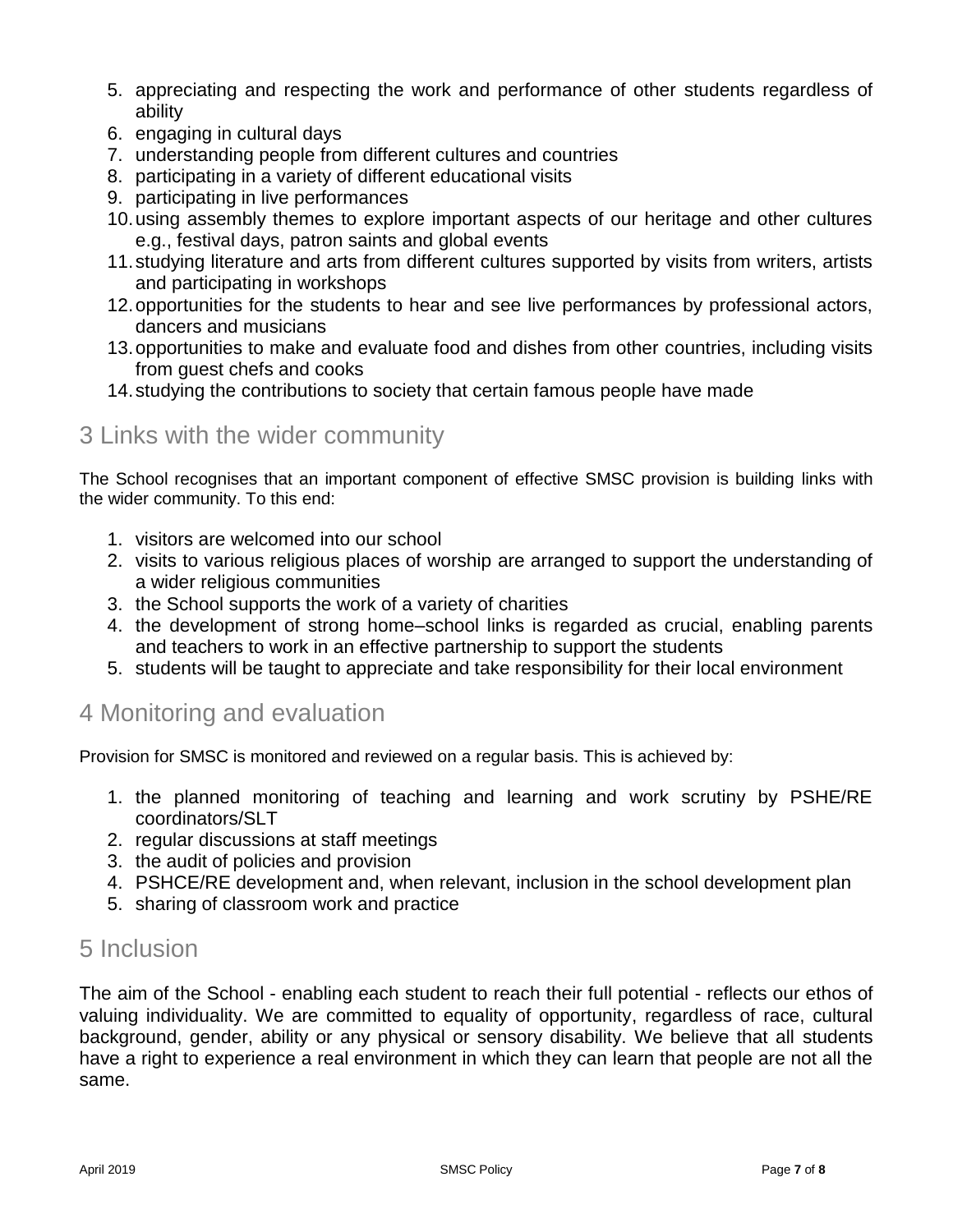5. appreciating and respecting the work and performance of other students regardless of ability
6. engaging in cultural days
7. understanding people from different cultures and countries
8. participating in a variety of different educational visits
9. participating in live performances
10. using assembly themes to explore important aspects of our heritage and other cultures e.g., festival days, patron saints and global events
11. studying literature and arts from different cultures supported by visits from writers, artists and participating in workshops
12. opportunities for the students to hear and see live performances by professional actors, dancers and musicians
13. opportunities to make and evaluate food and dishes from other countries, including visits from guest chefs and cooks
14. studying the contributions to society that certain famous people have made

## 3 Links with the wider community

The School recognises that an important component of effective SMSC provision is building links with the wider community. To this end:

1. visitors are welcomed into our school
2. visits to various religious places of worship are arranged to support the understanding of a wider religious communities
3. the School supports the work of a variety of charities
4. the development of strong home–school links is regarded as crucial, enabling parents and teachers to work in an effective partnership to support the students
5. students will be taught to appreciate and take responsibility for their local environment

## 4 Monitoring and evaluation

Provision for SMSC is monitored and reviewed on a regular basis. This is achieved by:

1. the planned monitoring of teaching and learning and work scrutiny by PSHE/RE coordinators/SLT
2. regular discussions at staff meetings
3. the audit of policies and provision
4. PSHCE/RE development and, when relevant, inclusion in the school development plan
5. sharing of classroom work and practice

## 5 Inclusion

The aim of the School - enabling each student to reach their full potential - reflects our ethos of valuing individuality. We are committed to equality of opportunity, regardless of race, cultural background, gender, ability or any physical or sensory disability. We believe that all students have a right to experience a real environment in which they can learn that people are not all the same.